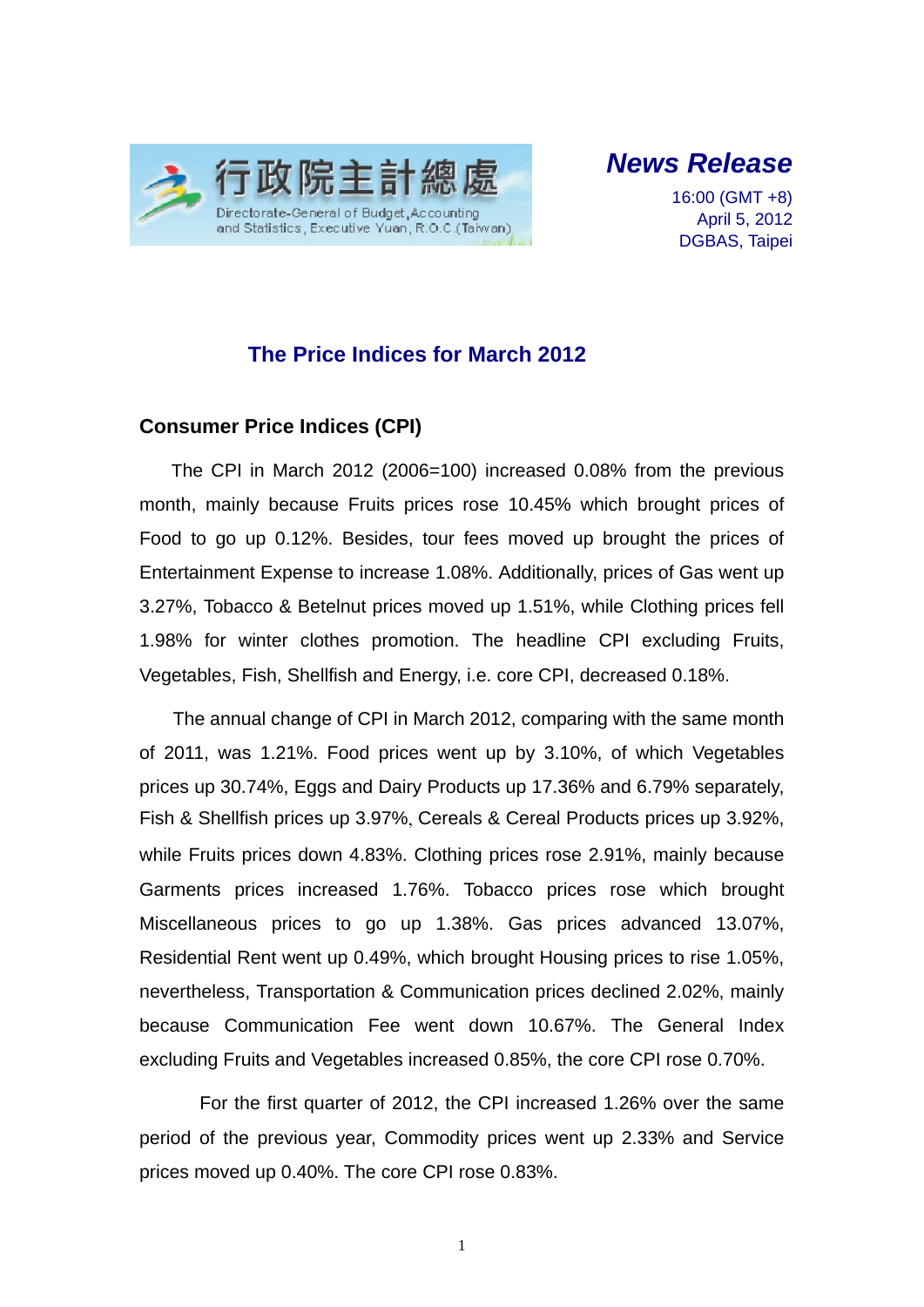行政院主計總處
Directorate-General of Budget, Accounting and Statistics, Executive Yuan, R.O.C. (Taiwan)

***News Release***

16:00 (GMT +8)
April 5, 2012
DGBAS, Taipei

# The Price Indices for March 2012

## Consumer Price Indices (CPI)

The CPI in March 2012 (2006=100) increased 0.08% from the previous month, mainly because Fruits prices rose 10.45% which brought prices of Food to go up 0.12%. Besides, tour fees moved up brought the prices of Entertainment Expense to increase 1.08%. Additionally, prices of Gas went up 3.27%, Tobacco & Betelnut prices moved up 1.51%, while Clothing prices fell 1.98% for winter clothes promotion. The headline CPI excluding Fruits, Vegetables, Fish, Shellfish and Energy, i.e. core CPI, decreased 0.18%.

The annual change of CPI in March 2012, comparing with the same month of 2011, was 1.21%. Food prices went up by 3.10%, of which Vegetables prices up 30.74%, Eggs and Dairy Products up 17.36% and 6.79% separately, Fish & Shellfish prices up 3.97%, Cereals & Cereal Products prices up 3.92%, while Fruits prices down 4.83%. Clothing prices rose 2.91%, mainly because Garments prices increased 1.76%. Tobacco prices rose which brought Miscellaneous prices to go up 1.38%. Gas prices advanced 13.07%, Residential Rent went up 0.49%, which brought Housing prices to rise 1.05%, nevertheless, Transportation & Communication prices declined 2.02%, mainly because Communication Fee went down 10.67%. The General Index excluding Fruits and Vegetables increased 0.85%, the core CPI rose 0.70%.

For the first quarter of 2012, the CPI increased 1.26% over the same period of the previous year, Commodity prices went up 2.33% and Service prices moved up 0.40%. The core CPI rose 0.83%.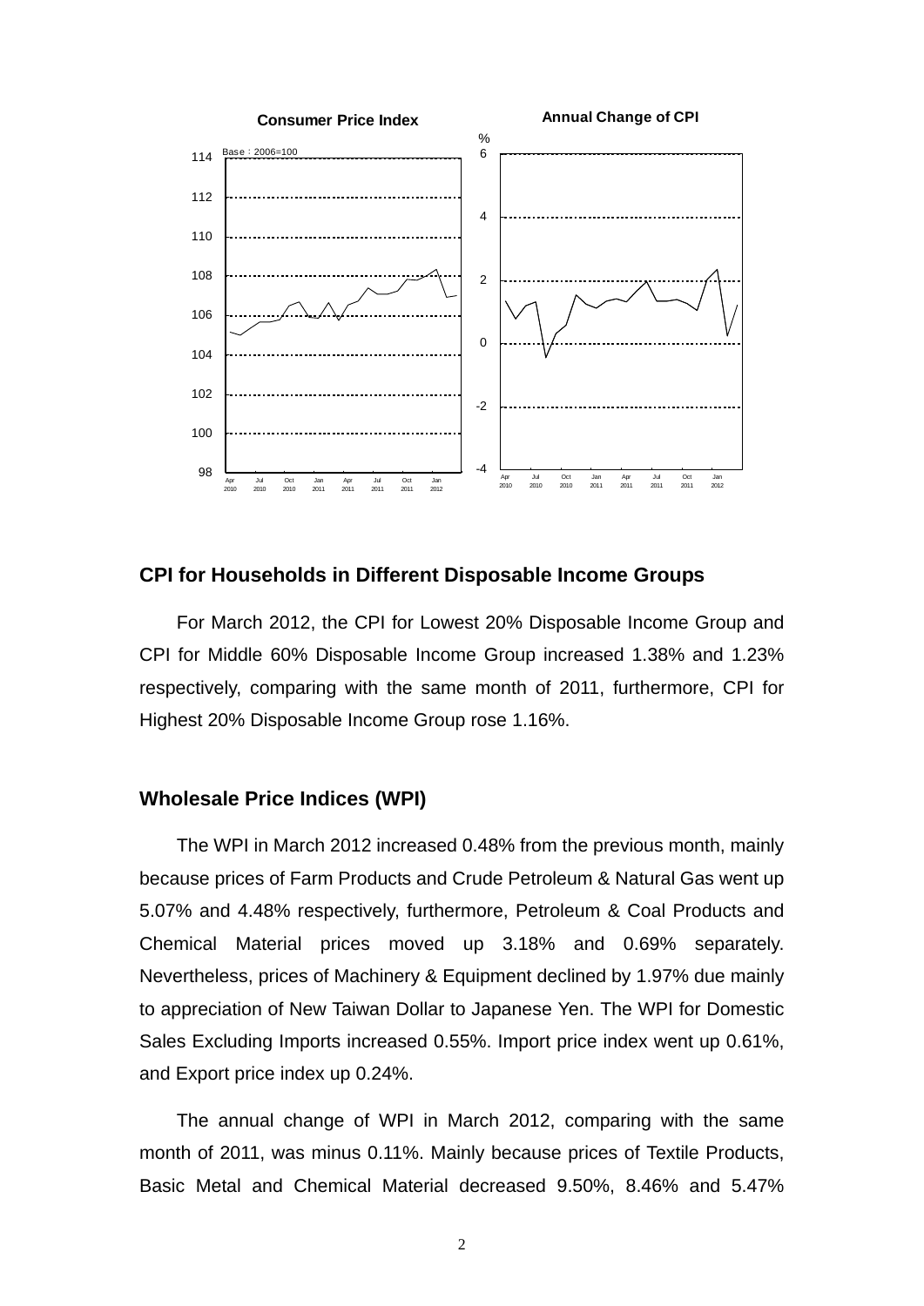## CPI for Households in Different Disposable Income Groups

For March 2012, the CPI for Lowest 20% Disposable Income Group and CPI for Middle 60% Disposable Income Group increased 1.38% and 1.23% respectively, comparing with the same month of 2011, furthermore, CPI for Highest 20% Disposable Income Group rose 1.16%.

## Wholesale Price Indices (WPI)

The WPI in March 2012 increased 0.48% from the previous month, mainly because prices of Farm Products and Crude Petroleum & Natural Gas went up 5.07% and 4.48% respectively, furthermore, Petroleum & Coal Products and Chemical Material prices moved up 3.18% and 0.69% separately. Nevertheless, prices of Machinery & Equipment declined by 1.97% due mainly to appreciation of New Taiwan Dollar to Japanese Yen. The WPI for Domestic Sales Excluding Imports increased 0.55%. Import price index went up 0.61%, and Export price index up 0.24%.

The annual change of WPI in March 2012, comparing with the same month of 2011, was minus 0.11%. Mainly because prices of Textile Products, Basic Metal and Chemical Material decreased 9.50%, 8.46% and 5.47%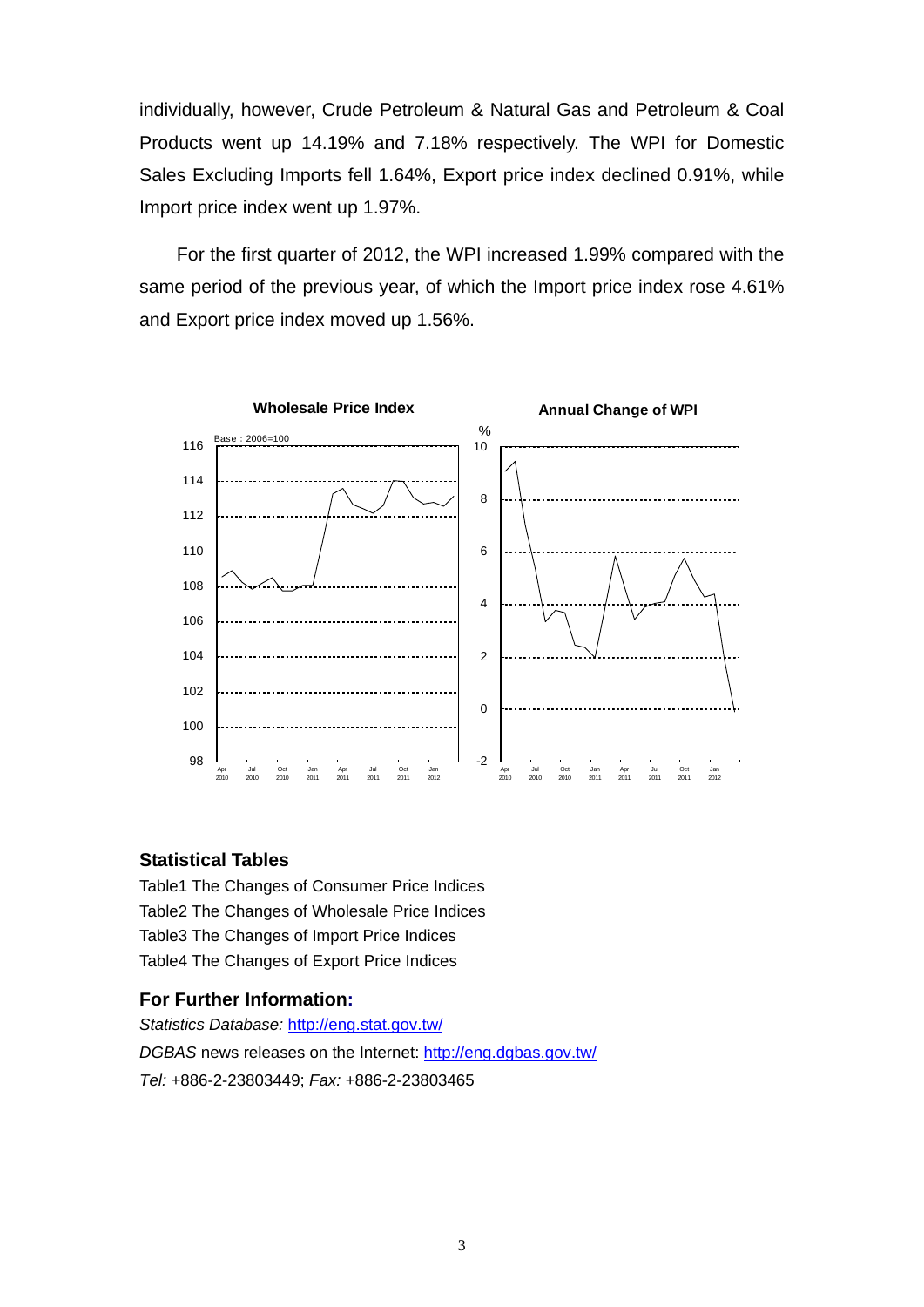individually, however, Crude Petroleum & Natural Gas and Petroleum & Coal Products went up 14.19% and 7.18% respectively. The WPI for Domestic Sales Excluding Imports fell 1.64%, Export price index declined 0.91%, while Import price index went up 1.97%.

For the first quarter of 2012, the WPI increased 1.99% compared with the same period of the previous year, of which the Import price index rose 4.61% and Export price index moved up 1.56%.

**Wholesale Price Index** &emsp; **Annual Change of WPI**

### Statistical Tables

Table1 The Changes of Consumer Price Indices
Table2 The Changes of Wholesale Price Indices
Table3 The Changes of Import Price Indices
Table4 The Changes of Export Price Indices

### For Further Information:

*Statistics Database:* http://eng.stat.gov.tw/
*DGBAS* news releases on the Internet: http://eng.dgbas.gov.tw/
*Tel:* +886-2-23803449; *Fax:* +886-2-23803465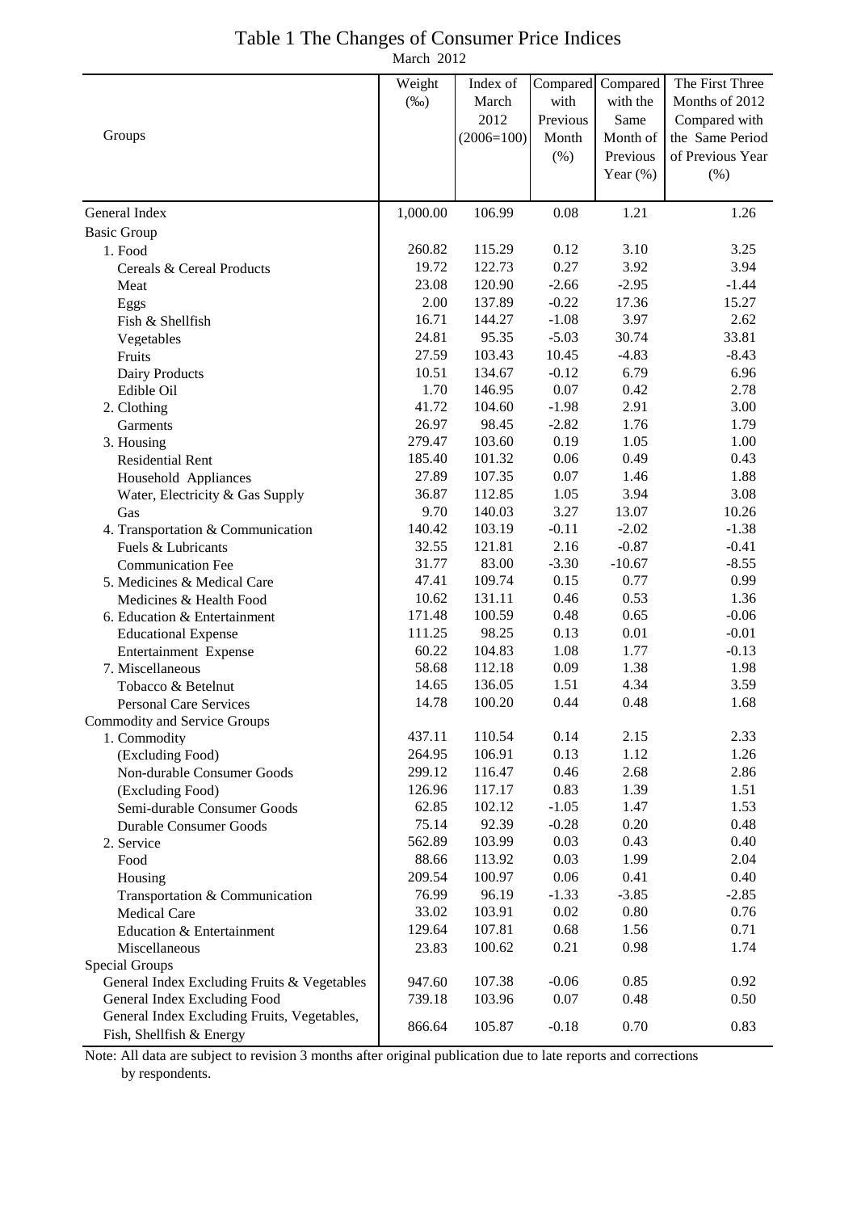# Table 1 The Changes of Consumer Price Indices

March 2012

| Groups | Weight (‰) | Index of March 2012 (2006=100) | Compared with Previous Month (%) | Compared with the Same Month of Previous Year (%) | The First Three Months of 2012 Compared with the Same Period of Previous Year (%) |
|---|---|---|---|---|---|
| General Index | 1,000.00 | 106.99 | 0.08 | 1.21 | 1.26 |
| Basic Group | | | | | |
| 1. Food | 260.82 | 115.29 | 0.12 | 3.10 | 3.25 |
| Cereals & Cereal Products | 19.72 | 122.73 | 0.27 | 3.92 | 3.94 |
| Meat | 23.08 | 120.90 | -2.66 | -2.95 | -1.44 |
| Eggs | 2.00 | 137.89 | -0.22 | 17.36 | 15.27 |
| Fish & Shellfish | 16.71 | 144.27 | -1.08 | 3.97 | 2.62 |
| Vegetables | 24.81 | 95.35 | -5.03 | 30.74 | 33.81 |
| Fruits | 27.59 | 103.43 | 10.45 | -4.83 | -8.43 |
| Dairy Products | 10.51 | 134.67 | -0.12 | 6.79 | 6.96 |
| Edible Oil | 1.70 | 146.95 | 0.07 | 0.42 | 2.78 |
| 2. Clothing | 41.72 | 104.60 | -1.98 | 2.91 | 3.00 |
| Garments | 26.97 | 98.45 | -2.82 | 1.76 | 1.79 |
| 3. Housing | 279.47 | 103.60 | 0.19 | 1.05 | 1.00 |
| Residential Rent | 185.40 | 101.32 | 0.06 | 0.49 | 0.43 |
| Household Appliances | 27.89 | 107.35 | 0.07 | 1.46 | 1.88 |
| Water, Electricity & Gas Supply | 36.87 | 112.85 | 1.05 | 3.94 | 3.08 |
| Gas | 9.70 | 140.03 | 3.27 | 13.07 | 10.26 |
| 4. Transportation & Communication | 140.42 | 103.19 | -0.11 | -2.02 | -1.38 |
| Fuels & Lubricants | 32.55 | 121.81 | 2.16 | -0.87 | -0.41 |
| Communication Fee | 31.77 | 83.00 | -3.30 | -10.67 | -8.55 |
| 5. Medicines & Medical Care | 47.41 | 109.74 | 0.15 | 0.77 | 0.99 |
| Medicines & Health Food | 10.62 | 131.11 | 0.46 | 0.53 | 1.36 |
| 6. Education & Entertainment | 171.48 | 100.59 | 0.48 | 0.65 | -0.06 |
| Educational Expense | 111.25 | 98.25 | 0.13 | 0.01 | -0.01 |
| Entertainment Expense | 60.22 | 104.83 | 1.08 | 1.77 | -0.13 |
| 7. Miscellaneous | 58.68 | 112.18 | 0.09 | 1.38 | 1.98 |
| Tobacco & Betelnut | 14.65 | 136.05 | 1.51 | 4.34 | 3.59 |
| Personal Care Services | 14.78 | 100.20 | 0.44 | 0.48 | 1.68 |
| Commodity and Service Groups | | | | | |
| 1. Commodity | 437.11 | 110.54 | 0.14 | 2.15 | 2.33 |
| (Excluding Food) | 264.95 | 106.91 | 0.13 | 1.12 | 1.26 |
| Non-durable Consumer Goods | 299.12 | 116.47 | 0.46 | 2.68 | 2.86 |
| (Excluding Food) | 126.96 | 117.17 | 0.83 | 1.39 | 1.51 |
| Semi-durable Consumer Goods | 62.85 | 102.12 | -1.05 | 1.47 | 1.53 |
| Durable Consumer Goods | 75.14 | 92.39 | -0.28 | 0.20 | 0.48 |
| 2. Service | 562.89 | 103.99 | 0.03 | 0.43 | 0.40 |
| Food | 88.66 | 113.92 | 0.03 | 1.99 | 2.04 |
| Housing | 209.54 | 100.97 | 0.06 | 0.41 | 0.40 |
| Transportation & Communication | 76.99 | 96.19 | -1.33 | -3.85 | -2.85 |
| Medical Care | 33.02 | 103.91 | 0.02 | 0.80 | 0.76 |
| Education & Entertainment | 129.64 | 107.81 | 0.68 | 1.56 | 0.71 |
| Miscellaneous | 23.83 | 100.62 | 0.21 | 0.98 | 1.74 |
| Special Groups | | | | | |
| General Index Excluding Fruits & Vegetables | 947.60 | 107.38 | -0.06 | 0.85 | 0.92 |
| General Index Excluding Food | 739.18 | 103.96 | 0.07 | 0.48 | 0.50 |
| General Index Excluding Fruits, Vegetables, Fish, Shellfish & Energy | 866.64 | 105.87 | -0.18 | 0.70 | 0.83 |

Note: All data are subject to revision 3 months after original publication due to late reports and corrections by respondents.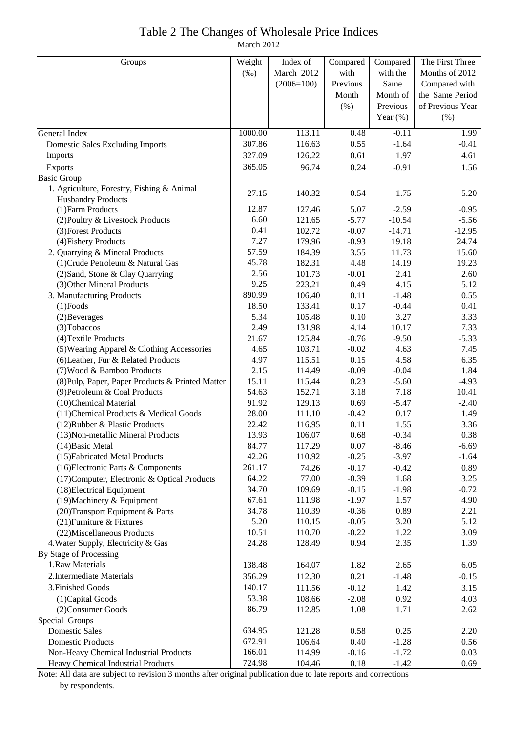# Table 2 The Changes of Wholesale Price Indices

March 2012

| Groups | Weight (‰) | Index of March 2012 (2006=100) | Compared with Previous Month (%) | Compared with the Same Month of Previous Year (%) | The First Three Months of 2012 Compared with the Same Period of Previous Year (%) |
|---|---|---|---|---|---|
| General Index | 1000.00 | 113.11 | 0.48 | -0.11 | 1.99 |
| Domestic Sales Excluding Imports | 307.86 | 116.63 | 0.55 | -1.64 | -0.41 |
| Imports | 327.09 | 126.22 | 0.61 | 1.97 | 4.61 |
| Exports | 365.05 | 96.74 | 0.24 | -0.91 | 1.56 |
| Basic Group | | | | | |
| 1. Agriculture, Forestry, Fishing & Animal Husbandry Products | 27.15 | 140.32 | 0.54 | 1.75 | 5.20 |
| (1)Farm Products | 12.87 | 127.46 | 5.07 | -2.59 | -0.95 |
| (2)Poultry & Livestock Products | 6.60 | 121.65 | -5.77 | -10.54 | -5.56 |
| (3)Forest Products | 0.41 | 102.72 | -0.07 | -14.71 | -12.95 |
| (4)Fishery Products | 7.27 | 179.96 | -0.93 | 19.18 | 24.74 |
| 2. Quarrying & Mineral Products | 57.59 | 184.39 | 3.55 | 11.73 | 15.60 |
| (1)Crude Petroleum & Natural Gas | 45.78 | 182.31 | 4.48 | 14.19 | 19.23 |
| (2)Sand, Stone & Clay Quarrying | 2.56 | 101.73 | -0.01 | 2.41 | 2.60 |
| (3)Other Mineral Products | 9.25 | 223.21 | 0.49 | 4.15 | 5.12 |
| 3. Manufacturing Products | 890.99 | 106.40 | 0.11 | -1.48 | 0.55 |
| (1)Foods | 18.50 | 133.41 | 0.17 | -0.44 | 0.41 |
| (2)Beverages | 5.34 | 105.48 | 0.10 | 3.27 | 3.33 |
| (3)Tobaccos | 2.49 | 131.98 | 4.14 | 10.17 | 7.33 |
| (4)Textile Products | 21.67 | 125.84 | -0.76 | -9.50 | -5.33 |
| (5)Wearing Apparel & Clothing Accessories | 4.65 | 103.71 | -0.02 | 4.63 | 7.45 |
| (6)Leather, Fur & Related Products | 4.97 | 115.51 | 0.15 | 4.58 | 6.35 |
| (7)Wood & Bamboo Products | 2.15 | 114.49 | -0.09 | -0.04 | 1.84 |
| (8)Pulp, Paper, Paper Products & Printed Matter | 15.11 | 115.44 | 0.23 | -5.60 | -4.93 |
| (9)Petroleum & Coal Products | 54.63 | 152.71 | 3.18 | 7.18 | 10.41 |
| (10)Chemical Material | 91.92 | 129.13 | 0.69 | -5.47 | -2.40 |
| (11)Chemical Products & Medical Goods | 28.00 | 111.10 | -0.42 | 0.17 | 1.49 |
| (12)Rubber & Plastic Products | 22.42 | 116.95 | 0.11 | 1.55 | 3.36 |
| (13)Non-metallic Mineral Products | 13.93 | 106.07 | 0.68 | -0.34 | 0.38 |
| (14)Basic Metal | 84.77 | 117.29 | 0.07 | -8.46 | -6.69 |
| (15)Fabricated Metal Products | 42.26 | 110.92 | -0.25 | -3.97 | -1.64 |
| (16)Electronic Parts & Components | 261.17 | 74.26 | -0.17 | -0.42 | 0.89 |
| (17)Computer, Electronic & Optical Products | 64.22 | 77.00 | -0.39 | 1.68 | 3.25 |
| (18)Electrical Equipment | 34.70 | 109.69 | -0.15 | -1.98 | -0.72 |
| (19)Machinery & Equipment | 67.61 | 111.98 | -1.97 | 1.57 | 4.90 |
| (20)Transport Equipment & Parts | 34.78 | 110.39 | -0.36 | 0.89 | 2.21 |
| (21)Furniture & Fixtures | 5.20 | 110.15 | -0.05 | 3.20 | 5.12 |
| (22)Miscellaneous Products | 10.51 | 110.70 | -0.22 | 1.22 | 3.09 |
| 4.Water Supply, Electricity & Gas | 24.28 | 128.49 | 0.94 | 2.35 | 1.39 |
| By Stage of Processing | | | | | |
| 1.Raw Materials | 138.48 | 164.07 | 1.82 | 2.65 | 6.05 |
| 2.Intermediate Materials | 356.29 | 112.30 | 0.21 | -1.48 | -0.15 |
| 3.Finished Goods | 140.17 | 111.56 | -0.12 | 1.42 | 3.15 |
| (1)Capital Goods | 53.38 | 108.66 | -2.08 | 0.92 | 4.03 |
| (2)Consumer Goods | 86.79 | 112.85 | 1.08 | 1.71 | 2.62 |
| Special Groups | | | | | |
| Domestic Sales | 634.95 | 121.28 | 0.58 | 0.25 | 2.20 |
| Domestic Products | 672.91 | 106.64 | 0.40 | -1.28 | 0.56 |
| Non-Heavy Chemical Industrial Products | 166.01 | 114.99 | -0.16 | -1.72 | 0.03 |
| Heavy Chemical Industrial Products | 724.98 | 104.46 | 0.18 | -1.42 | 0.69 |

Note: All data are subject to revision 3 months after original publication due to late reports and corrections by respondents.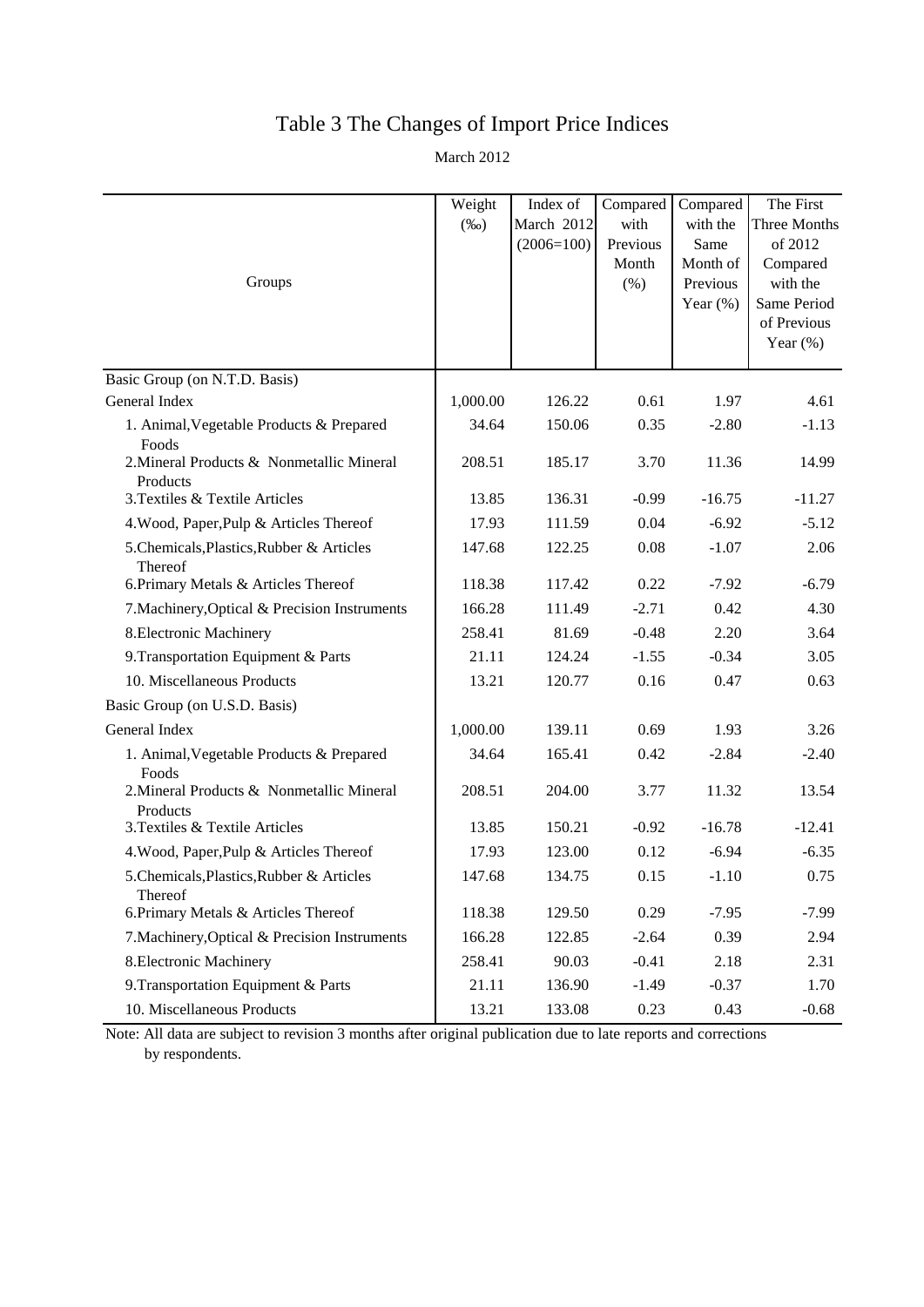# Table 3 The Changes of Import Price Indices

March 2012

| Groups | Weight (‰) | Index of March 2012 (2006=100) | Compared with Previous Month (%) | Compared with the Same Month of Previous Year (%) | The First Three Months of 2012 Compared with the Same Period of Previous Year (%) |
|---|---|---|---|---|---|
| Basic Group (on N.T.D. Basis) | | | | | |
| General Index | 1,000.00 | 126.22 | 0.61 | 1.97 | 4.61 |
| 1. Animal,Vegetable Products & Prepared Foods | 34.64 | 150.06 | 0.35 | -2.80 | -1.13 |
| 2.Mineral Products & Nonmetallic Mineral Products | 208.51 | 185.17 | 3.70 | 11.36 | 14.99 |
| 3.Textiles & Textile Articles | 13.85 | 136.31 | -0.99 | -16.75 | -11.27 |
| 4.Wood, Paper,Pulp & Articles Thereof | 17.93 | 111.59 | 0.04 | -6.92 | -5.12 |
| 5.Chemicals,Plastics,Rubber & Articles Thereof | 147.68 | 122.25 | 0.08 | -1.07 | 2.06 |
| 6.Primary Metals & Articles Thereof | 118.38 | 117.42 | 0.22 | -7.92 | -6.79 |
| 7.Machinery,Optical & Precision Instruments | 166.28 | 111.49 | -2.71 | 0.42 | 4.30 |
| 8.Electronic Machinery | 258.41 | 81.69 | -0.48 | 2.20 | 3.64 |
| 9.Transportation Equipment & Parts | 21.11 | 124.24 | -1.55 | -0.34 | 3.05 |
| 10. Miscellaneous Products | 13.21 | 120.77 | 0.16 | 0.47 | 0.63 |
| Basic Group (on U.S.D. Basis) | | | | | |
| General Index | 1,000.00 | 139.11 | 0.69 | 1.93 | 3.26 |
| 1. Animal,Vegetable Products & Prepared Foods | 34.64 | 165.41 | 0.42 | -2.84 | -2.40 |
| 2.Mineral Products & Nonmetallic Mineral Products | 208.51 | 204.00 | 3.77 | 11.32 | 13.54 |
| 3.Textiles & Textile Articles | 13.85 | 150.21 | -0.92 | -16.78 | -12.41 |
| 4.Wood, Paper,Pulp & Articles Thereof | 17.93 | 123.00 | 0.12 | -6.94 | -6.35 |
| 5.Chemicals,Plastics,Rubber & Articles Thereof | 147.68 | 134.75 | 0.15 | -1.10 | 0.75 |
| 6.Primary Metals & Articles Thereof | 118.38 | 129.50 | 0.29 | -7.95 | -7.99 |
| 7.Machinery,Optical & Precision Instruments | 166.28 | 122.85 | -2.64 | 0.39 | 2.94 |
| 8.Electronic Machinery | 258.41 | 90.03 | -0.41 | 2.18 | 2.31 |
| 9.Transportation Equipment & Parts | 21.11 | 136.90 | -1.49 | -0.37 | 1.70 |
| 10. Miscellaneous Products | 13.21 | 133.08 | 0.23 | 0.43 | -0.68 |

Note: All data are subject to revision 3 months after original publication due to late reports and corrections by respondents.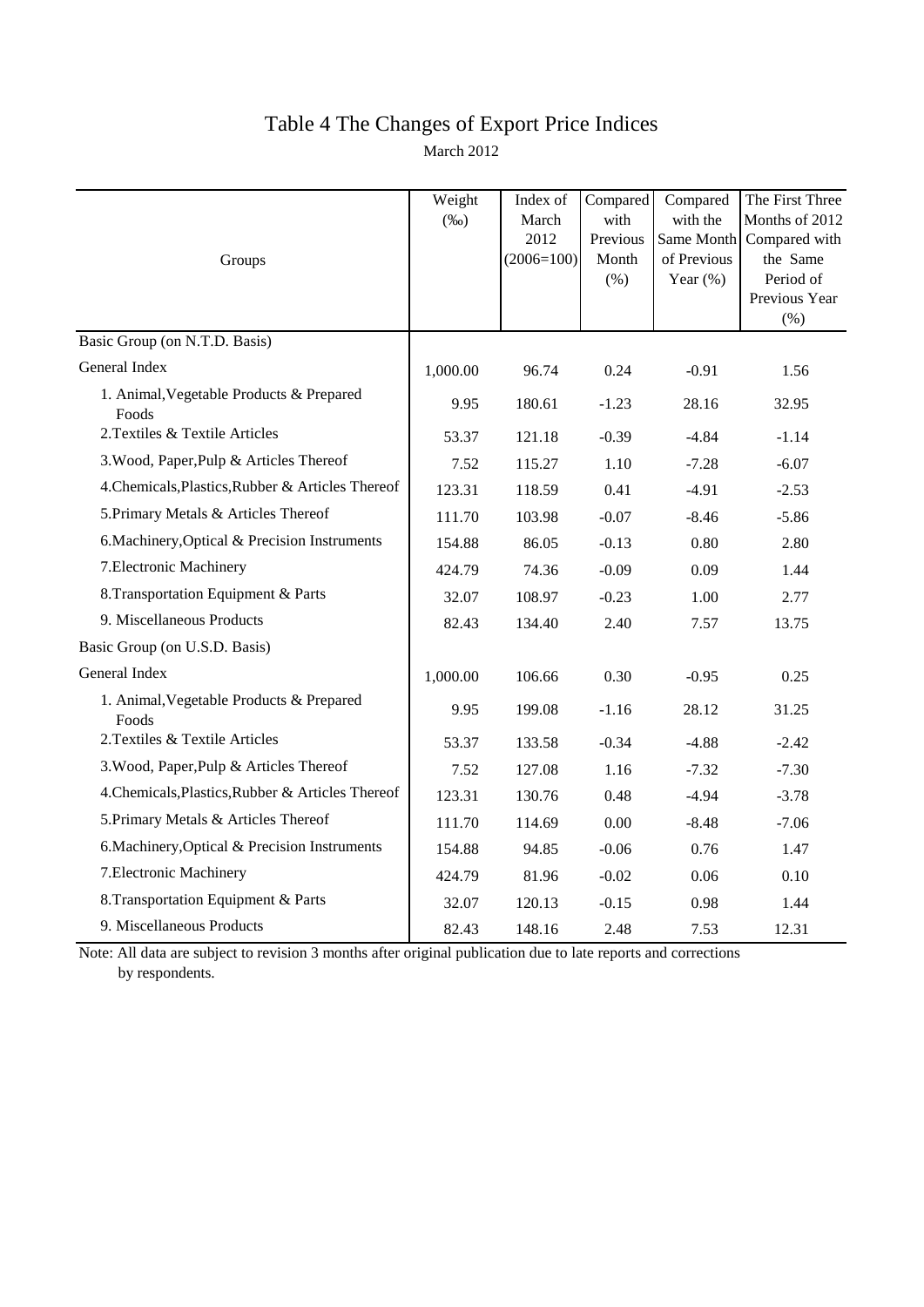# Table 4 The Changes of Export Price Indices

March 2012

| Groups | Weight (‰) | Index of March 2012 (2006=100) | Compared with Previous Month (%) | Compared with the Same Month of Previous Year (%) | The First Three Months of 2012 Compared with the Same Period of Previous Year (%) |
|---|---|---|---|---|---|
| Basic Group (on N.T.D. Basis) | | | | | |
| General Index | 1,000.00 | 96.74 | 0.24 | -0.91 | 1.56 |
| 1. Animal,Vegetable Products & Prepared Foods | 9.95 | 180.61 | -1.23 | 28.16 | 32.95 |
| 2.Textiles & Textile Articles | 53.37 | 121.18 | -0.39 | -4.84 | -1.14 |
| 3.Wood, Paper,Pulp & Articles Thereof | 7.52 | 115.27 | 1.10 | -7.28 | -6.07 |
| 4.Chemicals,Plastics,Rubber & Articles Thereof | 123.31 | 118.59 | 0.41 | -4.91 | -2.53 |
| 5.Primary Metals & Articles Thereof | 111.70 | 103.98 | -0.07 | -8.46 | -5.86 |
| 6.Machinery,Optical & Precision Instruments | 154.88 | 86.05 | -0.13 | 0.80 | 2.80 |
| 7.Electronic Machinery | 424.79 | 74.36 | -0.09 | 0.09 | 1.44 |
| 8.Transportation Equipment & Parts | 32.07 | 108.97 | -0.23 | 1.00 | 2.77 |
| 9. Miscellaneous Products | 82.43 | 134.40 | 2.40 | 7.57 | 13.75 |
| Basic Group (on U.S.D. Basis) | | | | | |
| General Index | 1,000.00 | 106.66 | 0.30 | -0.95 | 0.25 |
| 1. Animal,Vegetable Products & Prepared Foods | 9.95 | 199.08 | -1.16 | 28.12 | 31.25 |
| 2.Textiles & Textile Articles | 53.37 | 133.58 | -0.34 | -4.88 | -2.42 |
| 3.Wood, Paper,Pulp & Articles Thereof | 7.52 | 127.08 | 1.16 | -7.32 | -7.30 |
| 4.Chemicals,Plastics,Rubber & Articles Thereof | 123.31 | 130.76 | 0.48 | -4.94 | -3.78 |
| 5.Primary Metals & Articles Thereof | 111.70 | 114.69 | 0.00 | -8.48 | -7.06 |
| 6.Machinery,Optical & Precision Instruments | 154.88 | 94.85 | -0.06 | 0.76 | 1.47 |
| 7.Electronic Machinery | 424.79 | 81.96 | -0.02 | 0.06 | 0.10 |
| 8.Transportation Equipment & Parts | 32.07 | 120.13 | -0.15 | 0.98 | 1.44 |
| 9. Miscellaneous Products | 82.43 | 148.16 | 2.48 | 7.53 | 12.31 |

Note: All data are subject to revision 3 months after original publication due to late reports and corrections by respondents.